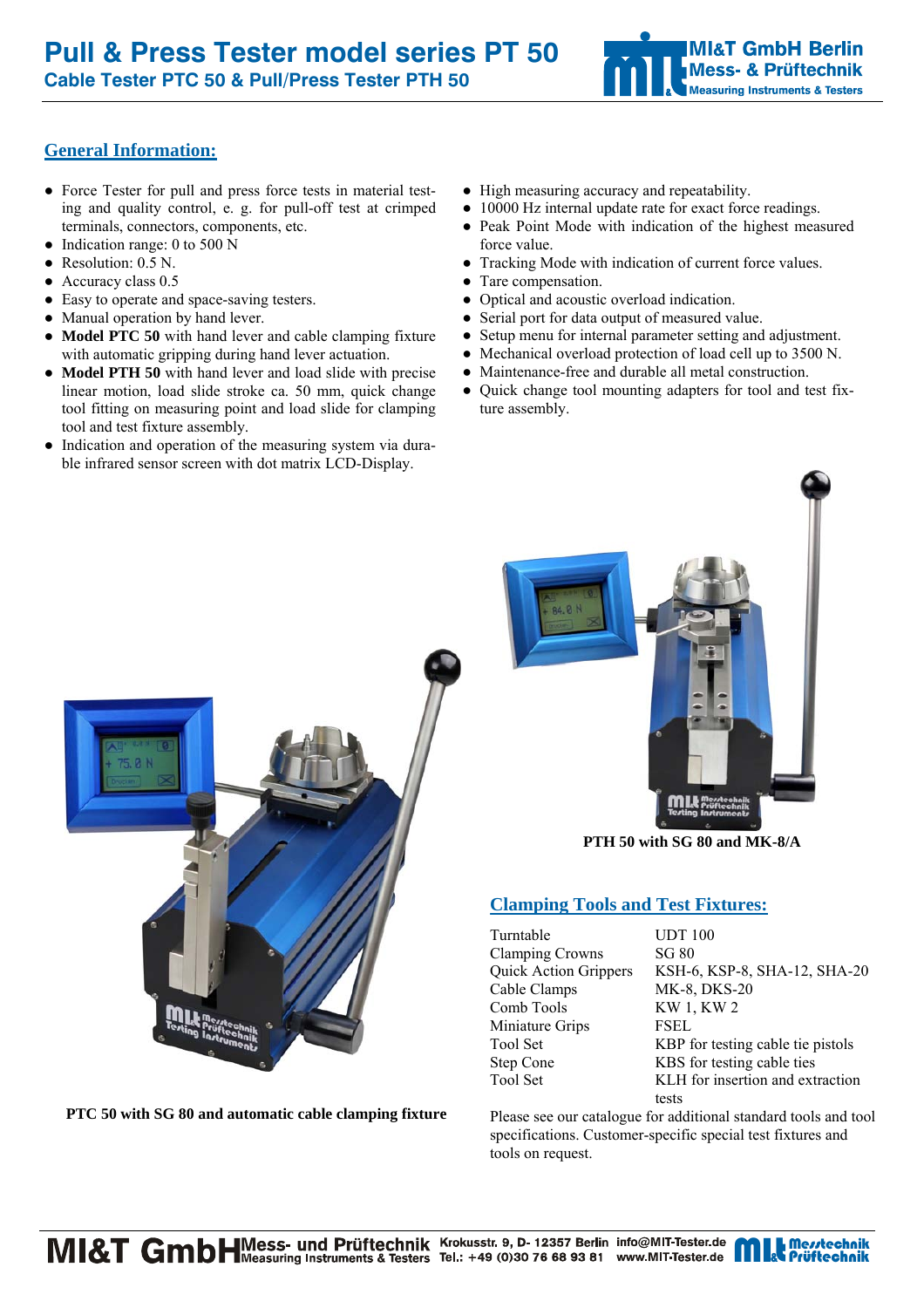# Pull & Press Tester model series PT 50

## Cable Tester PTC 50 & Pull/Press Tester PTH 50

MI&T GmbH Berlin
Mess- & Prüftechnik
Measuring Instruments & Testers

## General Information:

- Force Tester for pull and press force tests in material testing and quality control, e. g. for pull-off test at crimped terminals, connectors, components, etc.
- Indication range: 0 to 500 N
- Resolution: 0.5 N.
- Accuracy class 0.5
- Easy to operate and space-saving testers.
- Manual operation by hand lever.
- **Model PTC 50** with hand lever and cable clamping fixture with automatic gripping during hand lever actuation.
- **Model PTH 50** with hand lever and load slide with precise linear motion, load slide stroke ca. 50 mm, quick change tool fitting on measuring point and load slide for clamping tool and test fixture assembly.
- Indication and operation of the measuring system via durable infrared sensor screen with dot matrix LCD-Display.
- High measuring accuracy and repeatability.
- 10000 Hz internal update rate for exact force readings.
- Peak Point Mode with indication of the highest measured force value.
- Tracking Mode with indication of current force values.
- Tare compensation.
- Optical and acoustic overload indication.
- Serial port for data output of measured value.
- Setup menu for internal parameter setting and adjustment.
- Mechanical overload protection of load cell up to 3500 N.
- Maintenance-free and durable all metal construction.
- Quick change tool mounting adapters for tool and test fixture assembly.

**PTH 50 with SG 80 and MK-8/A**

**PTC 50 with SG 80 and automatic cable clamping fixture**

## Clamping Tools and Test Fixtures:

| | |
|---|---|
| Turntable | UDT 100 |
| Clamping Crowns | SG 80 |
| Quick Action Grippers | KSH-6, KSP-8, SHA-12, SHA-20 |
| Cable Clamps | MK-8, DKS-20 |
| Comb Tools | KW 1, KW 2 |
| Miniature Grips | FSEL |
| Tool Set | KBP for testing cable tie pistols |
| Step Cone | KBS for testing cable ties |
| Tool Set | KLH for insertion and extraction tests |

Please see our catalogue for additional standard tools and tool specifications. Customer-specific special test fixtures and tools on request.

MI&T GmbH Mess- und Prüftechnik Measuring Instruments & Testers Krokusstr. 9, D- 12357 Berlin Tel.: +49 (0)30 76 68 93 81 info@MIT-Tester.de www.MIT-Tester.de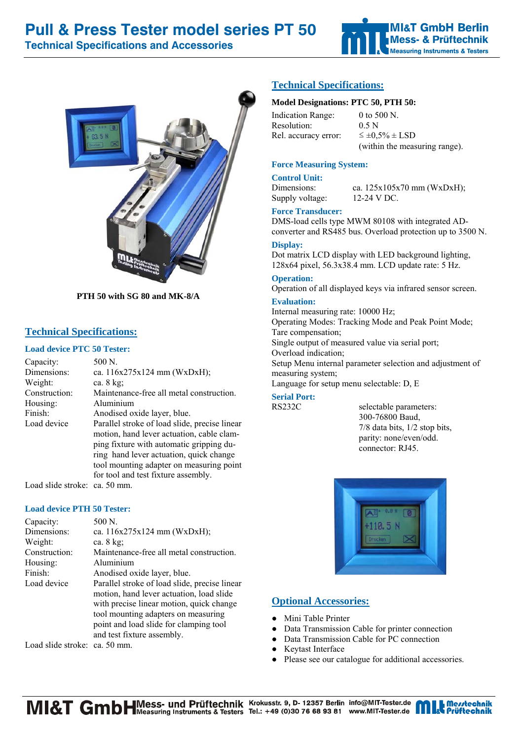# Pull & Press Tester model series PT 50

## Technical Specifications and Accessories

PTH 50 with SG 80 and MK-8/A

## Technical Specifications:

### Load device PTC 50 Tester:

| | |
|---|---|
| Capacity: | 500 N. |
| Dimensions: | ca. 116x275x124 mm (WxDxH); |
| Weight: | ca. 8 kg; |
| Construction: | Maintenance-free all metal construction. |
| Housing: | Aluminium |
| Finish: | Anodised oxide layer, blue. |
| Load device | Parallel stroke of load slide, precise linear motion, hand lever actuation, cable clamping fixture with automatic gripping during hand lever actuation, quick change tool mounting adapter on measuring point for tool and test fixture assembly. |
| Load slide stroke: | ca. 50 mm. |

### Load device PTH 50 Tester:

| | |
|---|---|
| Capacity: | 500 N. |
| Dimensions: | ca. 116x275x124 mm (WxDxH); |
| Weight: | ca. 8 kg; |
| Construction: | Maintenance-free all metal construction. |
| Housing: | Aluminium |
| Finish: | Anodised oxide layer, blue. |
| Load device | Parallel stroke of load slide, precise linear motion, hand lever actuation, load slide with precise linear motion, quick change tool mounting adapters on measuring point and load slide for clamping tool and test fixture assembly. |
| Load slide stroke: | ca. 50 mm. |

## Technical Specifications:

**Model Designations: PTC 50, PTH 50:**

| | |
|---|---|
| Indication Range: | 0 to 500 N. |
| Resolution: | 0.5 N |
| Rel. accuracy error: | ≤ ±0,5% ± LSD (within the measuring range). |

### Force Measuring System:

**Control Unit:**

| | |
|---|---|
| Dimensions: | ca. 125x105x70 mm (WxDxH); |
| Supply voltage: | 12-24 V DC. |

**Force Transducer:**
DMS-load cells type MWM 80108 with integrated AD-converter and RS485 bus. Overload protection up to 3500 N.

**Display:**
Dot matrix LCD display with LED background lighting, 128x64 pixel, 56.3x38.4 mm. LCD update rate: 5 Hz.

**Operation:**
Operation of all displayed keys via infrared sensor screen.

**Evaluation:**
Internal measuring rate: 10000 Hz;
Operating Modes: Tracking Mode and Peak Point Mode;
Tare compensation;
Single output of measured value via serial port;
Overload indication;
Setup Menu internal parameter selection and adjustment of measuring system;
Language for setup menu selectable: D, E

**Serial Port:**

| | |
|---|---|
| RS232C | selectable parameters: 300-76800 Baud, 7/8 data bits, 1/2 stop bits, parity: none/even/odd. connector: RJ45. |

## Optional Accessories:

- Mini Table Printer
- Data Transmission Cable for printer connection
- Data Transmission Cable for PC connection
- Keytast Interface
- Please see our catalogue for additional accessories.